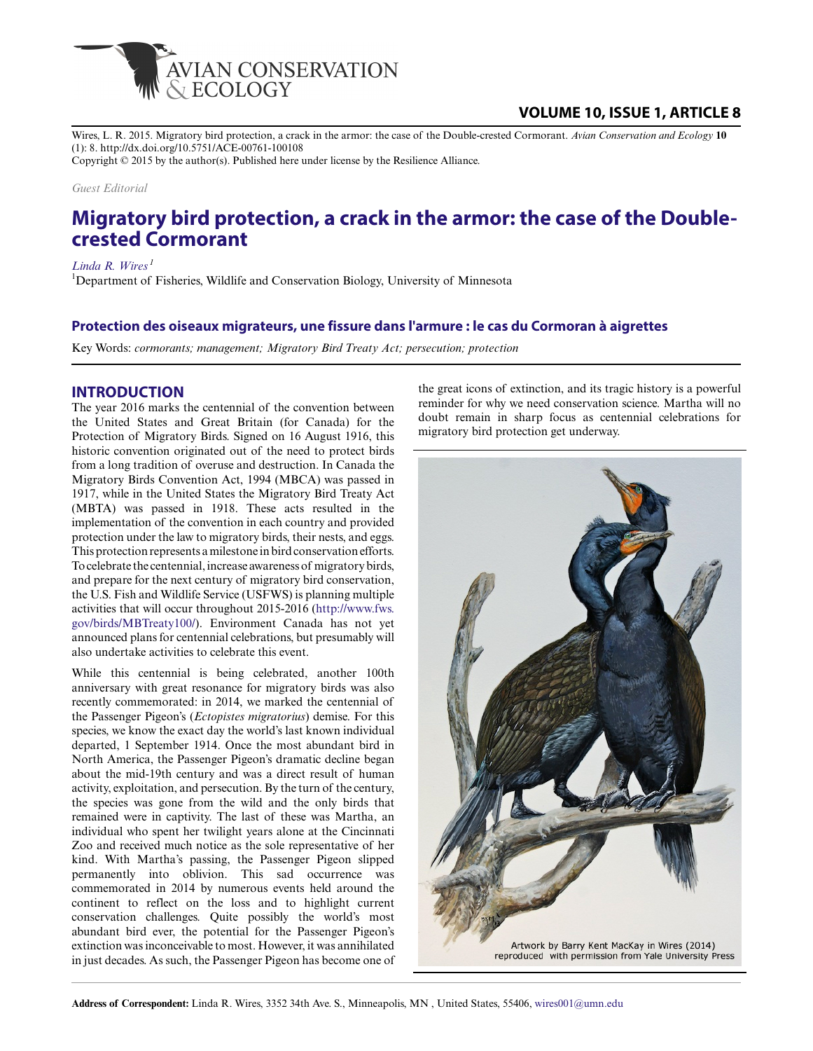Wires, L. R. 2015. Migratory bird protection, a crack in the armor: the case of the Double-crested Cormorant. *Avian Conservation and Ecology* **10** (1): 8. http://dx.doi.org/10.5751/ACE-00761-100108

Copyright © 2015 by the author(s). Published here under license by the Resilience Alliance.

*Guest Editorial*

# Migratory bird protection, a crack in the armor: the case of the Double-crested Cormorant

*Linda R. Wires*[1]

[1]Department of Fisheries, Wildlife and Conservation Biology, University of Minnesota

## Protection des oiseaux migrateurs, une fissure dans l'armure : le cas du Cormoran à aigrettes

Key Words: *cormorants; management; Migratory Bird Treaty Act; persecution; protection*

## INTRODUCTION

The year 2016 marks the centennial of the convention between the United States and Great Britain (for Canada) for the Protection of Migratory Birds. Signed on 16 August 1916, this historic convention originated out of the need to protect birds from a long tradition of overuse and destruction. In Canada the Migratory Birds Convention Act, 1994 (MBCA) was passed in 1917, while in the United States the Migratory Bird Treaty Act (MBTA) was passed in 1918. These acts resulted in the implementation of the convention in each country and provided protection under the law to migratory birds, their nests, and eggs. This protection represents a milestone in bird conservation efforts. To celebrate the centennial, increase awareness of migratory birds, and prepare for the next century of migratory bird conservation, the U.S. Fish and Wildlife Service (USFWS) is planning multiple activities that will occur throughout 2015-2016 (http://www.fws.gov/birds/MBTreaty100/). Environment Canada has not yet announced plans for centennial celebrations, but presumably will also undertake activities to celebrate this event.

While this centennial is being celebrated, another 100th anniversary with great resonance for migratory birds was also recently commemorated: in 2014, we marked the centennial of the Passenger Pigeon's (*Ectopistes migratorius*) demise. For this species, we know the exact day the world's last known individual departed, 1 September 1914. Once the most abundant bird in North America, the Passenger Pigeon's dramatic decline began about the mid-19th century and was a direct result of human activity, exploitation, and persecution. By the turn of the century, the species was gone from the wild and the only birds that remained were in captivity. The last of these was Martha, an individual who spent her twilight years alone at the Cincinnati Zoo and received much notice as the sole representative of her kind. With Martha's passing, the Passenger Pigeon slipped permanently into oblivion. This sad occurrence was commemorated in 2014 by numerous events held around the continent to reflect on the loss and to highlight current conservation challenges. Quite possibly the world's most abundant bird ever, the potential for the Passenger Pigeon's extinction was inconceivable to most. However, it was annihilated in just decades. As such, the Passenger Pigeon has become one of the great icons of extinction, and its tragic history is a powerful reminder for why we need conservation science. Martha will no doubt remain in sharp focus as centennial celebrations for migratory bird protection get underway.

Artwork by Barry Kent MacKay in Wires (2014) reproduced with permission from Yale University Press

**Address of Correspondent:** Linda R. Wires, 3352 34th Ave. S., Minneapolis, MN , United States, 55406, wires001@umn.edu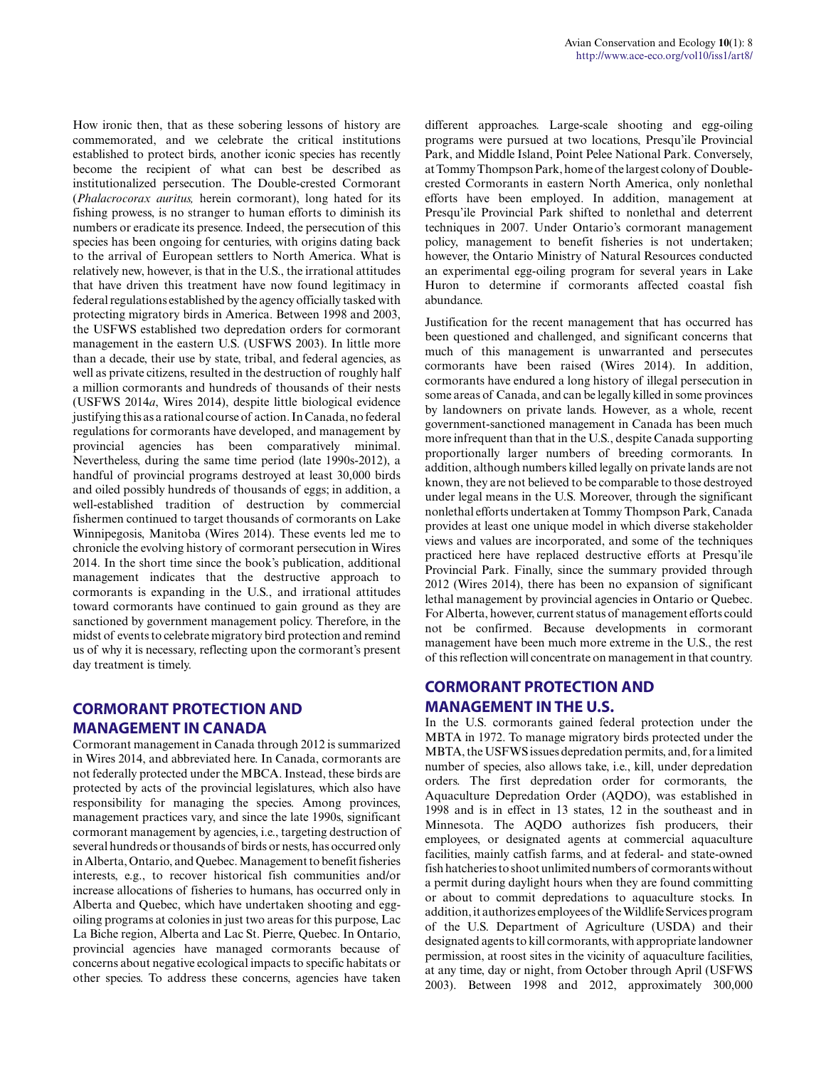How ironic then, that as these sobering lessons of history are commemorated, and we celebrate the critical institutions established to protect birds, another iconic species has recently become the recipient of what can best be described as institutionalized persecution. The Double-crested Cormorant (*Phalacrocorax auritus,* herein cormorant), long hated for its fishing prowess, is no stranger to human efforts to diminish its numbers or eradicate its presence. Indeed, the persecution of this species has been ongoing for centuries, with origins dating back to the arrival of European settlers to North America. What is relatively new, however, is that in the U.S., the irrational attitudes that have driven this treatment have now found legitimacy in federal regulations established by the agency officially tasked with protecting migratory birds in America. Between 1998 and 2003, the USFWS established two depredation orders for cormorant management in the eastern U.S. (USFWS 2003). In little more than a decade, their use by state, tribal, and federal agencies, as well as private citizens, resulted in the destruction of roughly half a million cormorants and hundreds of thousands of their nests (USFWS 2014*a*, Wires 2014), despite little biological evidence justifying this as a rational course of action. In Canada, no federal regulations for cormorants have developed, and management by provincial agencies has been comparatively minimal. Nevertheless, during the same time period (late 1990s-2012), a handful of provincial programs destroyed at least 30,000 birds and oiled possibly hundreds of thousands of eggs; in addition, a well-established tradition of destruction by commercial fishermen continued to target thousands of cormorants on Lake Winnipegosis, Manitoba (Wires 2014). These events led me to chronicle the evolving history of cormorant persecution in Wires 2014. In the short time since the book's publication, additional management indicates that the destructive approach to cormorants is expanding in the U.S., and irrational attitudes toward cormorants have continued to gain ground as they are sanctioned by government management policy. Therefore, in the midst of events to celebrate migratory bird protection and remind us of why it is necessary, reflecting upon the cormorant's present day treatment is timely.

## CORMORANT PROTECTION AND MANAGEMENT IN CANADA

Cormorant management in Canada through 2012 is summarized in Wires 2014, and abbreviated here. In Canada, cormorants are not federally protected under the MBCA. Instead, these birds are protected by acts of the provincial legislatures, which also have responsibility for managing the species. Among provinces, management practices vary, and since the late 1990s, significant cormorant management by agencies, i.e., targeting destruction of several hundreds or thousands of birds or nests, has occurred only in Alberta, Ontario, and Quebec. Management to benefit fisheries interests, e.g., to recover historical fish communities and/or increase allocations of fisheries to humans, has occurred only in Alberta and Quebec, which have undertaken shooting and egg-oiling programs at colonies in just two areas for this purpose, Lac La Biche region, Alberta and Lac St. Pierre, Quebec. In Ontario, provincial agencies have managed cormorants because of concerns about negative ecological impacts to specific habitats or other species. To address these concerns, agencies have taken different approaches. Large-scale shooting and egg-oiling programs were pursued at two locations, Presqu'ile Provincial Park, and Middle Island, Point Pelee National Park. Conversely, at Tommy Thompson Park, home of the largest colony of Double-crested Cormorants in eastern North America, only nonlethal efforts have been employed. In addition, management at Presqu'ile Provincial Park shifted to nonlethal and deterrent techniques in 2007. Under Ontario's cormorant management policy, management to benefit fisheries is not undertaken; however, the Ontario Ministry of Natural Resources conducted an experimental egg-oiling program for several years in Lake Huron to determine if cormorants affected coastal fish abundance.

Justification for the recent management that has occurred has been questioned and challenged, and significant concerns that much of this management is unwarranted and persecutes cormorants have been raised (Wires 2014). In addition, cormorants have endured a long history of illegal persecution in some areas of Canada, and can be legally killed in some provinces by landowners on private lands. However, as a whole, recent government-sanctioned management in Canada has been much more infrequent than that in the U.S., despite Canada supporting proportionally larger numbers of breeding cormorants. In addition, although numbers killed legally on private lands are not known, they are not believed to be comparable to those destroyed under legal means in the U.S. Moreover, through the significant nonlethal efforts undertaken at Tommy Thompson Park, Canada provides at least one unique model in which diverse stakeholder views and values are incorporated, and some of the techniques practiced here have replaced destructive efforts at Presqu'ile Provincial Park. Finally, since the summary provided through 2012 (Wires 2014), there has been no expansion of significant lethal management by provincial agencies in Ontario or Quebec. For Alberta, however, current status of management efforts could not be confirmed. Because developments in cormorant management have been much more extreme in the U.S., the rest of this reflection will concentrate on management in that country.

## CORMORANT PROTECTION AND MANAGEMENT IN THE U.S.

In the U.S. cormorants gained federal protection under the MBTA in 1972. To manage migratory birds protected under the MBTA, the USFWS issues depredation permits, and, for a limited number of species, also allows take, i.e., kill, under depredation orders. The first depredation order for cormorants, the Aquaculture Depredation Order (AQDO), was established in 1998 and is in effect in 13 states, 12 in the southeast and in Minnesota. The AQDO authorizes fish producers, their employees, or designated agents at commercial aquaculture facilities, mainly catfish farms, and at federal- and state-owned fish hatcheries to shoot unlimited numbers of cormorants without a permit during daylight hours when they are found committing or about to commit depredations to aquaculture stocks. In addition, it authorizes employees of the Wildlife Services program of the U.S. Department of Agriculture (USDA) and their designated agents to kill cormorants, with appropriate landowner permission, at roost sites in the vicinity of aquaculture facilities, at any time, day or night, from October through April (USFWS 2003). Between 1998 and 2012, approximately 300,000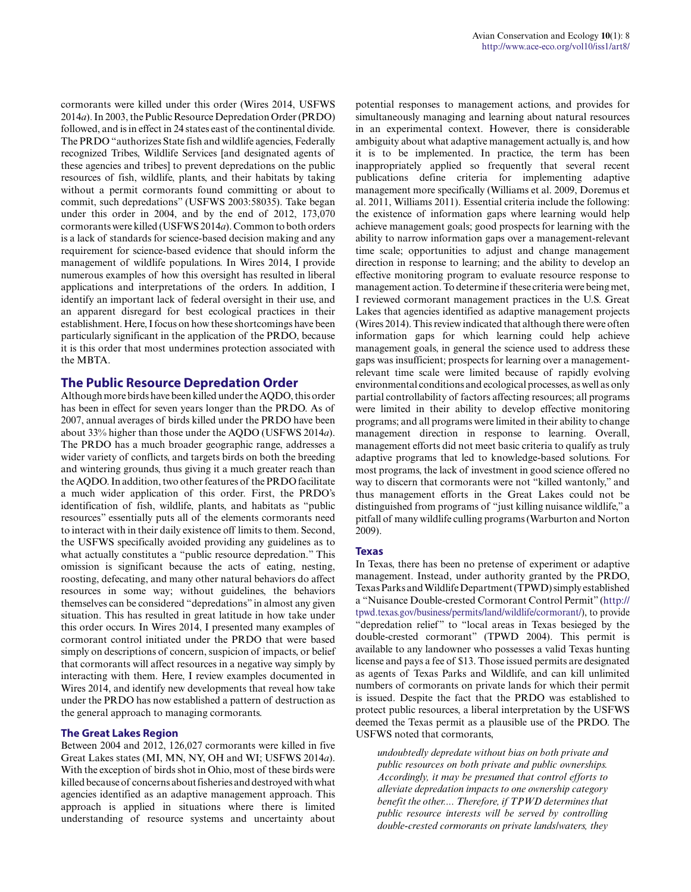cormorants were killed under this order (Wires 2014, USFWS 2014*a*). In 2003, the Public Resource Depredation Order (PRDO) followed, and is in effect in 24 states east of the continental divide. The PRDO "authorizes State fish and wildlife agencies, Federally recognized Tribes, Wildlife Services [and designated agents of these agencies and tribes] to prevent depredations on the public resources of fish, wildlife, plants, and their habitats by taking without a permit cormorants found committing or about to commit, such depredations" (USFWS 2003:58035). Take began under this order in 2004, and by the end of 2012, 173,070 cormorants were killed (USFWS 2014*a*). Common to both orders is a lack of standards for science-based decision making and any requirement for science-based evidence that should inform the management of wildlife populations. In Wires 2014, I provide numerous examples of how this oversight has resulted in liberal applications and interpretations of the orders. In addition, I identify an important lack of federal oversight in their use, and an apparent disregard for best ecological practices in their establishment. Here, I focus on how these shortcomings have been particularly significant in the application of the PRDO, because it is this order that most undermines protection associated with the MBTA.

## The Public Resource Depredation Order

Although more birds have been killed under the AQDO, this order has been in effect for seven years longer than the PRDO. As of 2007, annual averages of birds killed under the PRDO have been about 33% higher than those under the AQDO (USFWS 2014*a*). The PRDO has a much broader geographic range, addresses a wider variety of conflicts, and targets birds on both the breeding and wintering grounds, thus giving it a much greater reach than the AQDO. In addition, two other features of the PRDO facilitate a much wider application of this order. First, the PRDO's identification of fish, wildlife, plants, and habitats as "public resources" essentially puts all of the elements cormorants need to interact with in their daily existence off limits to them. Second, the USFWS specifically avoided providing any guidelines as to what actually constitutes a "public resource depredation." This omission is significant because the acts of eating, nesting, roosting, defecating, and many other natural behaviors do affect resources in some way; without guidelines, the behaviors themselves can be considered "depredations" in almost any given situation. This has resulted in great latitude in how take under this order occurs. In Wires 2014, I presented many examples of cormorant control initiated under the PRDO that were based simply on descriptions of concern, suspicion of impacts, or belief that cormorants will affect resources in a negative way simply by interacting with them. Here, I review examples documented in Wires 2014, and identify new developments that reveal how take under the PRDO has now established a pattern of destruction as the general approach to managing cormorants.

### The Great Lakes Region

Between 2004 and 2012, 126,027 cormorants were killed in five Great Lakes states (MI, MN, NY, OH and WI; USFWS 2014*a*). With the exception of birds shot in Ohio, most of these birds were killed because of concerns about fisheries and destroyed with what agencies identified as an adaptive management approach. This approach is applied in situations where there is limited understanding of resource systems and uncertainty about potential responses to management actions, and provides for simultaneously managing and learning about natural resources in an experimental context. However, there is considerable ambiguity about what adaptive management actually is, and how it is to be implemented. In practice, the term has been inappropriately applied so frequently that several recent publications define criteria for implementing adaptive management more specifically (Williams et al. 2009, Doremus et al. 2011, Williams 2011). Essential criteria include the following: the existence of information gaps where learning would help achieve management goals; good prospects for learning with the ability to narrow information gaps over a management-relevant time scale; opportunities to adjust and change management direction in response to learning; and the ability to develop an effective monitoring program to evaluate resource response to management action. To determine if these criteria were being met, I reviewed cormorant management practices in the U.S. Great Lakes that agencies identified as adaptive management projects (Wires 2014). This review indicated that although there were often information gaps for which learning could help achieve management goals, in general the science used to address these gaps was insufficient; prospects for learning over a management-relevant time scale were limited because of rapidly evolving environmental conditions and ecological processes, as well as only partial controllability of factors affecting resources; all programs were limited in their ability to develop effective monitoring programs; and all programs were limited in their ability to change management direction in response to learning. Overall, management efforts did not meet basic criteria to qualify as truly adaptive programs that led to knowledge-based solutions. For most programs, the lack of investment in good science offered no way to discern that cormorants were not "killed wantonly," and thus management efforts in the Great Lakes could not be distinguished from programs of "just killing nuisance wildlife," a pitfall of many wildlife culling programs (Warburton and Norton 2009).

### Texas

In Texas, there has been no pretense of experiment or adaptive management. Instead, under authority granted by the PRDO, Texas Parks and Wildlife Department (TPWD) simply established a "Nuisance Double-crested Cormorant Control Permit" (http://tpwd.texas.gov/business/permits/land/wildlife/cormorant/), to provide "depredation relief" to "local areas in Texas besieged by the double-crested cormorant" (TPWD 2004). This permit is available to any landowner who possesses a valid Texas hunting license and pays a fee of $13. Those issued permits are designated as agents of Texas Parks and Wildlife, and can kill unlimited numbers of cormorants on private lands for which their permit is issued. Despite the fact that the PRDO was established to protect public resources, a liberal interpretation by the USFWS deemed the Texas permit as a plausible use of the PRDO. The USFWS noted that cormorants,

> *undoubtedly depredate without bias on both private and public resources on both private and public ownerships. Accordingly, it may be presumed that control efforts to alleviate depredation impacts to one ownership category benefit the other.... Therefore, if TPWD determines that public resource interests will be served by controlling double-crested cormorants on private lands/waters, they*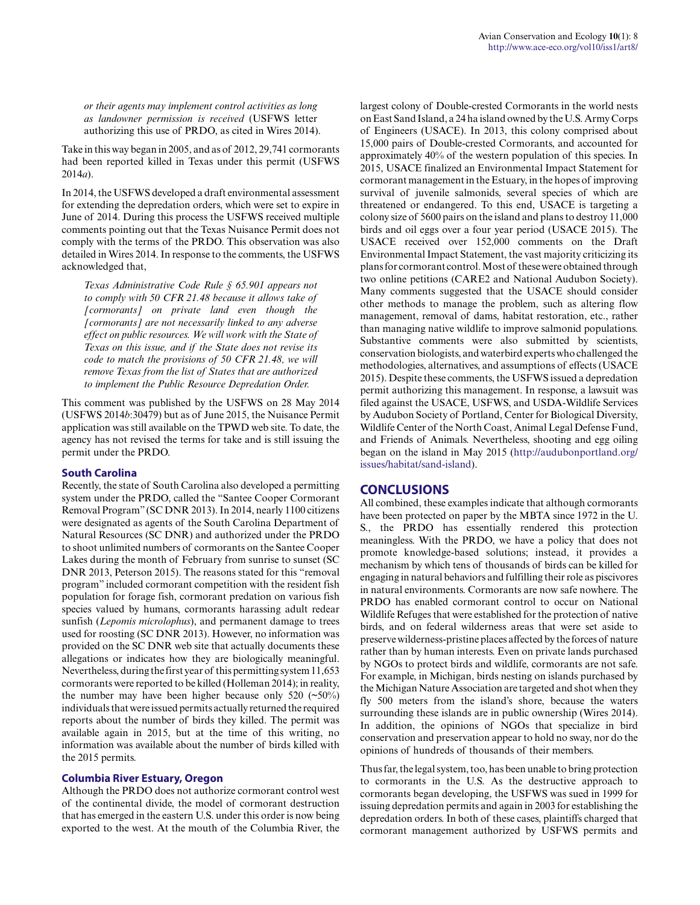> *or their agents may implement control activities as long as landowner permission is received* (USFWS letter authorizing this use of PRDO, as cited in Wires 2014).

Take in this way began in 2005, and as of 2012, 29,741 cormorants had been reported killed in Texas under this permit (USFWS 2014*a*).

In 2014, the USFWS developed a draft environmental assessment for extending the depredation orders, which were set to expire in June of 2014. During this process the USFWS received multiple comments pointing out that the Texas Nuisance Permit does not comply with the terms of the PRDO. This observation was also detailed in Wires 2014. In response to the comments, the USFWS acknowledged that,

> *Texas Administrative Code Rule § 65.901 appears not to comply with 50 CFR 21.48 because it allows take of [cormorants] on private land even though the [cormorants] are not necessarily linked to any adverse effect on public resources. We will work with the State of Texas on this issue, and if the State does not revise its code to match the provisions of 50 CFR 21.48, we will remove Texas from the list of States that are authorized to implement the Public Resource Depredation Order.*

This comment was published by the USFWS on 28 May 2014 (USFWS 2014*b*:30479) but as of June 2015, the Nuisance Permit application was still available on the TPWD web site. To date, the agency has not revised the terms for take and is still issuing the permit under the PRDO.

### South Carolina

Recently, the state of South Carolina also developed a permitting system under the PRDO, called the "Santee Cooper Cormorant Removal Program" (SC DNR 2013). In 2014, nearly 1100 citizens were designated as agents of the South Carolina Department of Natural Resources (SC DNR) and authorized under the PRDO to shoot unlimited numbers of cormorants on the Santee Cooper Lakes during the month of February from sunrise to sunset (SC DNR 2013, Peterson 2015). The reasons stated for this "removal program" included cormorant competition with the resident fish population for forage fish, cormorant predation on various fish species valued by humans, cormorants harassing adult redear sunfish (*Lepomis microlophus*), and permanent damage to trees used for roosting (SC DNR 2013). However, no information was provided on the SC DNR web site that actually documents these allegations or indicates how they are biologically meaningful. Nevertheless, during the first year of this permitting system 11,653 cormorants were reported to be killed (Holleman 2014); in reality, the number may have been higher because only 520 (~50%) individuals that were issued permits actually returned the required reports about the number of birds they killed. The permit was available again in 2015, but at the time of this writing, no information was available about the number of birds killed with the 2015 permits.

### Columbia River Estuary, Oregon

Although the PRDO does not authorize cormorant control west of the continental divide, the model of cormorant destruction that has emerged in the eastern U.S. under this order is now being exported to the west. At the mouth of the Columbia River, the largest colony of Double-crested Cormorants in the world nests on East Sand Island, a 24 ha island owned by the U.S. Army Corps of Engineers (USACE). In 2013, this colony comprised about 15,000 pairs of Double-crested Cormorants, and accounted for approximately 40% of the western population of this species. In 2015, USACE finalized an Environmental Impact Statement for cormorant management in the Estuary, in the hopes of improving survival of juvenile salmonids, several species of which are threatened or endangered. To this end, USACE is targeting a colony size of 5600 pairs on the island and plans to destroy 11,000 birds and oil eggs over a four year period (USACE 2015). The USACE received over 152,000 comments on the Draft Environmental Impact Statement, the vast majority criticizing its plans for cormorant control. Most of these were obtained through two online petitions (CARE2 and National Audubon Society). Many comments suggested that the USACE should consider other methods to manage the problem, such as altering flow management, removal of dams, habitat restoration, etc., rather than managing native wildlife to improve salmonid populations. Substantive comments were also submitted by scientists, conservation biologists, and waterbird experts who challenged the methodologies, alternatives, and assumptions of effects (USACE 2015). Despite these comments, the USFWS issued a depredation permit authorizing this management. In response, a lawsuit was filed against the USACE, USFWS, and USDA-Wildlife Services by Audubon Society of Portland, Center for Biological Diversity, Wildlife Center of the North Coast, Animal Legal Defense Fund, and Friends of Animals. Nevertheless, shooting and egg oiling began on the island in May 2015 (http://audubonportland.org/issues/habitat/sand-island).

## CONCLUSIONS

All combined, these examples indicate that although cormorants have been protected on paper by the MBTA since 1972 in the U. S., the PRDO has essentially rendered this protection meaningless. With the PRDO, we have a policy that does not promote knowledge-based solutions; instead, it provides a mechanism by which tens of thousands of birds can be killed for engaging in natural behaviors and fulfilling their role as piscivores in natural environments. Cormorants are now safe nowhere. The PRDO has enabled cormorant control to occur on National Wildlife Refuges that were established for the protection of native birds, and on federal wilderness areas that were set aside to preserve wilderness-pristine places affected by the forces of nature rather than by human interests. Even on private lands purchased by NGOs to protect birds and wildlife, cormorants are not safe. For example, in Michigan, birds nesting on islands purchased by the Michigan Nature Association are targeted and shot when they fly 500 meters from the island's shore, because the waters surrounding these islands are in public ownership (Wires 2014). In addition, the opinions of NGOs that specialize in bird conservation and preservation appear to hold no sway, nor do the opinions of hundreds of thousands of their members.

Thus far, the legal system, too, has been unable to bring protection to cormorants in the U.S. As the destructive approach to cormorants began developing, the USFWS was sued in 1999 for issuing depredation permits and again in 2003 for establishing the depredation orders. In both of these cases, plaintiffs charged that cormorant management authorized by USFWS permits and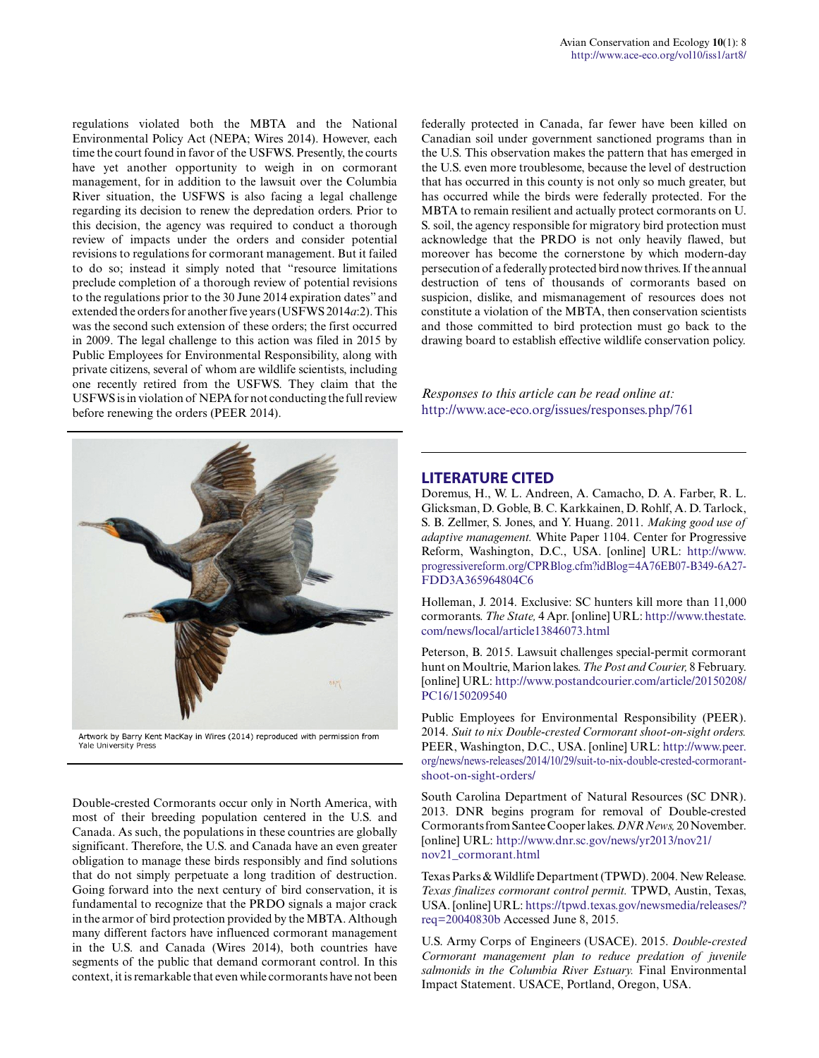regulations violated both the MBTA and the National Environmental Policy Act (NEPA; Wires 2014). However, each time the court found in favor of the USFWS. Presently, the courts have yet another opportunity to weigh in on cormorant management, for in addition to the lawsuit over the Columbia River situation, the USFWS is also facing a legal challenge regarding its decision to renew the depredation orders. Prior to this decision, the agency was required to conduct a thorough review of impacts under the orders and consider potential revisions to regulations for cormorant management. But it failed to do so; instead it simply noted that "resource limitations preclude completion of a thorough review of potential revisions to the regulations prior to the 30 June 2014 expiration dates" and extended the orders for another five years (USFWS 2014*a*:2). This was the second such extension of these orders; the first occurred in 2009. The legal challenge to this action was filed in 2015 by Public Employees for Environmental Responsibility, along with private citizens, several of whom are wildlife scientists, including one recently retired from the USFWS. They claim that the USFWS is in violation of NEPA for not conducting the full review before renewing the orders (PEER 2014).

Artwork by Barry Kent MacKay in Wires (2014) reproduced with permission from Yale University Press

Double-crested Cormorants occur only in North America, with most of their breeding population centered in the U.S. and Canada. As such, the populations in these countries are globally significant. Therefore, the U.S. and Canada have an even greater obligation to manage these birds responsibly and find solutions that do not simply perpetuate a long tradition of destruction. Going forward into the next century of bird conservation, it is fundamental to recognize that the PRDO signals a major crack in the armor of bird protection provided by the MBTA. Although many different factors have influenced cormorant management in the U.S. and Canada (Wires 2014), both countries have segments of the public that demand cormorant control. In this context, it is remarkable that even while cormorants have not been federally protected in Canada, far fewer have been killed on Canadian soil under government sanctioned programs than in the U.S. This observation makes the pattern that has emerged in the U.S. even more troublesome, because the level of destruction that has occurred in this county is not only so much greater, but has occurred while the birds were federally protected. For the MBTA to remain resilient and actually protect cormorants on U. S. soil, the agency responsible for migratory bird protection must acknowledge that the PRDO is not only heavily flawed, but moreover has become the cornerstone by which modern-day persecution of a federally protected bird now thrives. If the annual destruction of tens of thousands of cormorants based on suspicion, dislike, and mismanagement of resources does not constitute a violation of the MBTA, then conservation scientists and those committed to bird protection must go back to the drawing board to establish effective wildlife conservation policy.

*Responses to this article can be read online at:*
http://www.ace-eco.org/issues/responses.php/761

## LITERATURE CITED

Doremus, H., W. L. Andreen, A. Camacho, D. A. Farber, R. L. Glicksman, D. Goble, B. C. Karkkainen, D. Rohlf, A. D. Tarlock, S. B. Zellmer, S. Jones, and Y. Huang. 2011. *Making good use of adaptive management.* White Paper 1104. Center for Progressive Reform, Washington, D.C., USA. [online] URL: http://www.progressivereform.org/CPRBlog.cfm?idBlog=4A76EB07-B349-6A27-FDD3A365964804C6

Holleman, J. 2014. Exclusive: SC hunters kill more than 11,000 cormorants. *The State,* 4 Apr. [online] URL: http://www.thestate.com/news/local/article13846073.html

Peterson, B. 2015. Lawsuit challenges special-permit cormorant hunt on Moultrie, Marion lakes. *The Post and Courier,* 8 February. [online] URL: http://www.postandcourier.com/article/20150208/PC16/150209540

Public Employees for Environmental Responsibility (PEER). 2014. *Suit to nix Double-crested Cormorant shoot-on-sight orders.* PEER, Washington, D.C., USA. [online] URL: http://www.peer.org/news/news-releases/2014/10/29/suit-to-nix-double-crested-cormorant-shoot-on-sight-orders/

South Carolina Department of Natural Resources (SC DNR). 2013. DNR begins program for removal of Double-crested Cormorants from Santee Cooper lakes. *DNR News,* 20 November. [online] URL: http://www.dnr.sc.gov/news/yr2013/nov21/nov21_cormorant.html

Texas Parks & Wildlife Department (TPWD). 2004. New Release. *Texas finalizes cormorant control permit.* TPWD, Austin, Texas, USA. [online] URL: https://tpwd.texas.gov/newsmedia/releases/?req=20040830b Accessed June 8, 2015.

U.S. Army Corps of Engineers (USACE). 2015. *Double-crested Cormorant management plan to reduce predation of juvenile salmonids in the Columbia River Estuary.* Final Environmental Impact Statement. USACE, Portland, Oregon, USA.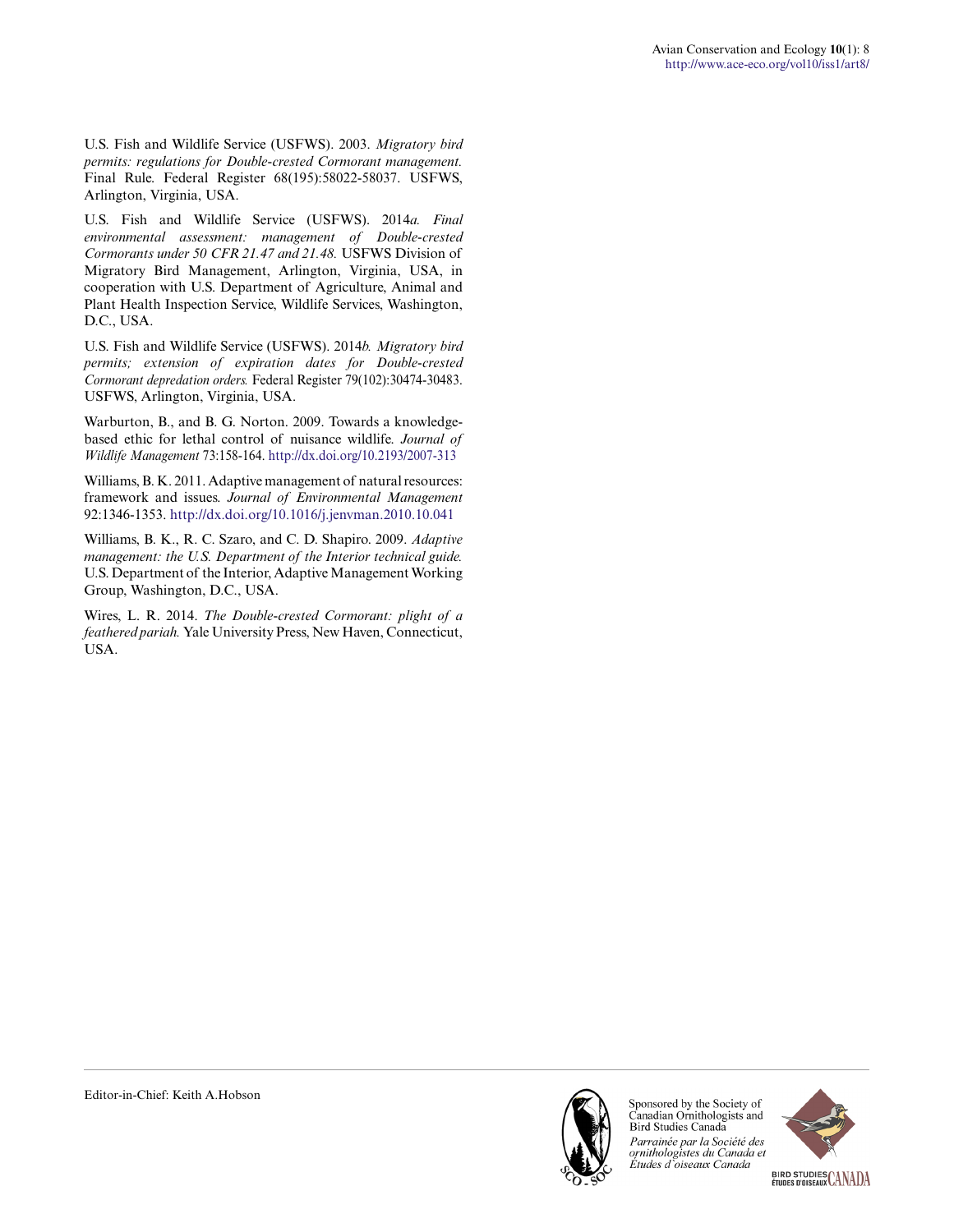U.S. Fish and Wildlife Service (USFWS). 2003. *Migratory bird permits: regulations for Double-crested Cormorant management.* Final Rule. Federal Register 68(195):58022-58037. USFWS, Arlington, Virginia, USA.

U.S. Fish and Wildlife Service (USFWS). 2014*a*. *Final environmental assessment: management of Double-crested Cormorants under 50 CFR 21.47 and 21.48.* USFWS Division of Migratory Bird Management, Arlington, Virginia, USA, in cooperation with U.S. Department of Agriculture, Animal and Plant Health Inspection Service, Wildlife Services, Washington, D.C., USA.

U.S. Fish and Wildlife Service (USFWS). 2014*b*. *Migratory bird permits; extension of expiration dates for Double-crested Cormorant depredation orders.* Federal Register 79(102):30474-30483. USFWS, Arlington, Virginia, USA.

Warburton, B., and B. G. Norton. 2009. Towards a knowledge-based ethic for lethal control of nuisance wildlife. *Journal of Wildlife Management* 73:158-164. http://dx.doi.org/10.2193/2007-313

Williams, B. K. 2011. Adaptive management of natural resources: framework and issues. *Journal of Environmental Management* 92:1346-1353. http://dx.doi.org/10.1016/j.jenvman.2010.10.041

Williams, B. K., R. C. Szaro, and C. D. Shapiro. 2009. *Adaptive management: the U.S. Department of the Interior technical guide.* U.S. Department of the Interior, Adaptive Management Working Group, Washington, D.C., USA.

Wires, L. R. 2014. *The Double-crested Cormorant: plight of a feathered pariah.* Yale University Press, New Haven, Connecticut, USA.

Editor-in-Chief: Keith A.Hobson

Sponsored by the Society of Canadian Ornithologists and Bird Studies Canada

*Parrainée par la Société des ornithologistes du Canada et Études d'oiseaux Canada*